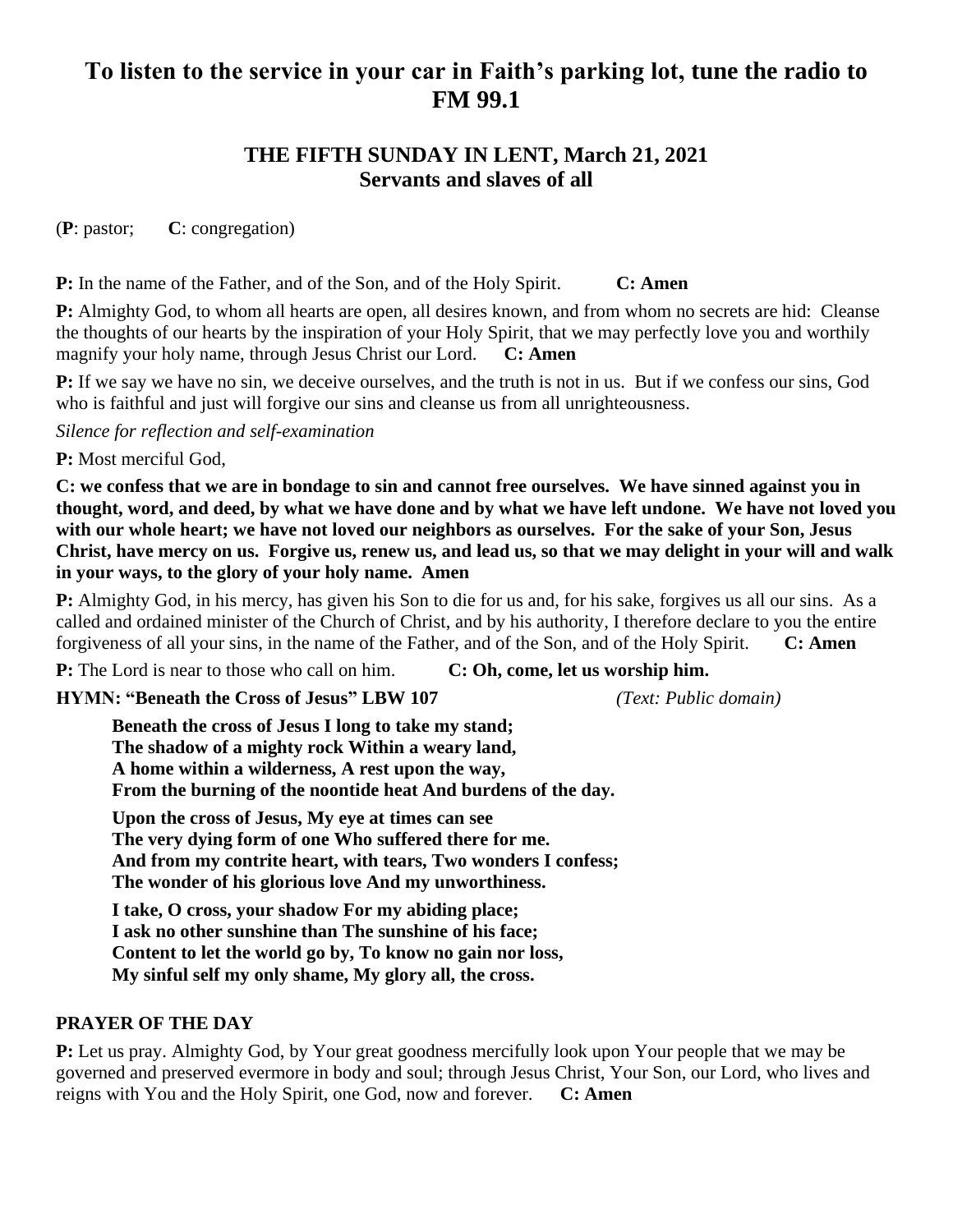# To listen to the service in your car in Faith's parking lot, tune the radio to FM 99.1

## THE FIFTH SUNDAY IN LENT, March 21, 2021
## Servants and slaves of all

(**P**: pastor; **C**: congregation)

**P:** In the name of the Father, and of the Son, and of the Holy Spirit. **C: Amen**

**P:** Almighty God, to whom all hearts are open, all desires known, and from whom no secrets are hid: Cleanse the thoughts of our hearts by the inspiration of your Holy Spirit, that we may perfectly love you and worthily magnify your holy name, through Jesus Christ our Lord. **C: Amen**

**P:** If we say we have no sin, we deceive ourselves, and the truth is not in us. But if we confess our sins, God who is faithful and just will forgive our sins and cleanse us from all unrighteousness.

*Silence for reflection and self-examination*

**P:** Most merciful God,

**C: we confess that we are in bondage to sin and cannot free ourselves. We have sinned against you in thought, word, and deed, by what we have done and by what we have left undone. We have not loved you with our whole heart; we have not loved our neighbors as ourselves. For the sake of your Son, Jesus Christ, have mercy on us. Forgive us, renew us, and lead us, so that we may delight in your will and walk in your ways, to the glory of your holy name. Amen**

**P:** Almighty God, in his mercy, has given his Son to die for us and, for his sake, forgives us all our sins. As a called and ordained minister of the Church of Christ, and by his authority, I therefore declare to you the entire forgiveness of all your sins, in the name of the Father, and of the Son, and of the Holy Spirit. **C: Amen**

**P:** The Lord is near to those who call on him. **C: Oh, come, let us worship him.**

**HYMN: "Beneath the Cross of Jesus" LBW 107** *(Text: Public domain)*

**Beneath the cross of Jesus I long to take my stand;**
**The shadow of a mighty rock Within a weary land,**
**A home within a wilderness, A rest upon the way,**
**From the burning of the noontide heat And burdens of the day.**

**Upon the cross of Jesus, My eye at times can see**
**The very dying form of one Who suffered there for me.**
**And from my contrite heart, with tears, Two wonders I confess;**
**The wonder of his glorious love And my unworthiness.**

**I take, O cross, your shadow For my abiding place;**
**I ask no other sunshine than The sunshine of his face;**
**Content to let the world go by, To know no gain nor loss,**
**My sinful self my only shame, My glory all, the cross.**

**PRAYER OF THE DAY**

**P:** Let us pray. Almighty God, by Your great goodness mercifully look upon Your people that we may be governed and preserved evermore in body and soul; through Jesus Christ, Your Son, our Lord, who lives and reigns with You and the Holy Spirit, one God, now and forever. **C: Amen**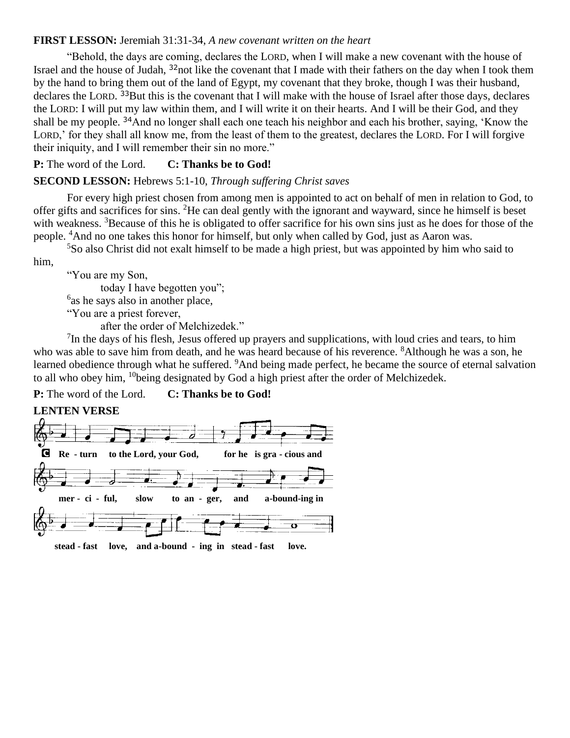**FIRST LESSON:** Jeremiah 31:31-34, *A new covenant written on the heart*

"Behold, the days are coming, declares the LORD, when I will make a new covenant with the house of Israel and the house of Judah, [32]not like the covenant that I made with their fathers on the day when I took them by the hand to bring them out of the land of Egypt, my covenant that they broke, though I was their husband, declares the LORD. [33]But this is the covenant that I will make with the house of Israel after those days, declares the LORD: I will put my law within them, and I will write it on their hearts. And I will be their God, and they shall be my people. [34]And no longer shall each one teach his neighbor and each his brother, saying, 'Know the LORD,' for they shall all know me, from the least of them to the greatest, declares the LORD. For I will forgive their iniquity, and I will remember their sin no more."

**P:** The word of the Lord. **C: Thanks be to God!**

**SECOND LESSON:** Hebrews 5:1-10, *Through suffering Christ saves*

For every high priest chosen from among men is appointed to act on behalf of men in relation to God, to offer gifts and sacrifices for sins. [2]He can deal gently with the ignorant and wayward, since he himself is beset with weakness. [3]Because of this he is obligated to offer sacrifice for his own sins just as he does for those of the people. [4]And no one takes this honor for himself, but only when called by God, just as Aaron was.

[5]So also Christ did not exalt himself to be made a high priest, but was appointed by him who said to him,

"You are my Son,
today I have begotten you";
[6]as he says also in another place,
"You are a priest forever,
after the order of Melchizedek."

[7]In the days of his flesh, Jesus offered up prayers and supplications, with loud cries and tears, to him who was able to save him from death, and he was heard because of his reverence. [8]Although he was a son, he learned obedience through what he suffered. [9]And being made perfect, he became the source of eternal salvation to all who obey him, [10]being designated by God a high priest after the order of Melchizedek.

**P:** The word of the Lord. **C: Thanks be to God!**

**LENTEN VERSE**

**C** Re - turn to the Lord, your God, for he is gra - cious and mer - ci - ful, slow to an - ger, and a-bound-ing in stead - fast love, and a-bound - ing in stead - fast love.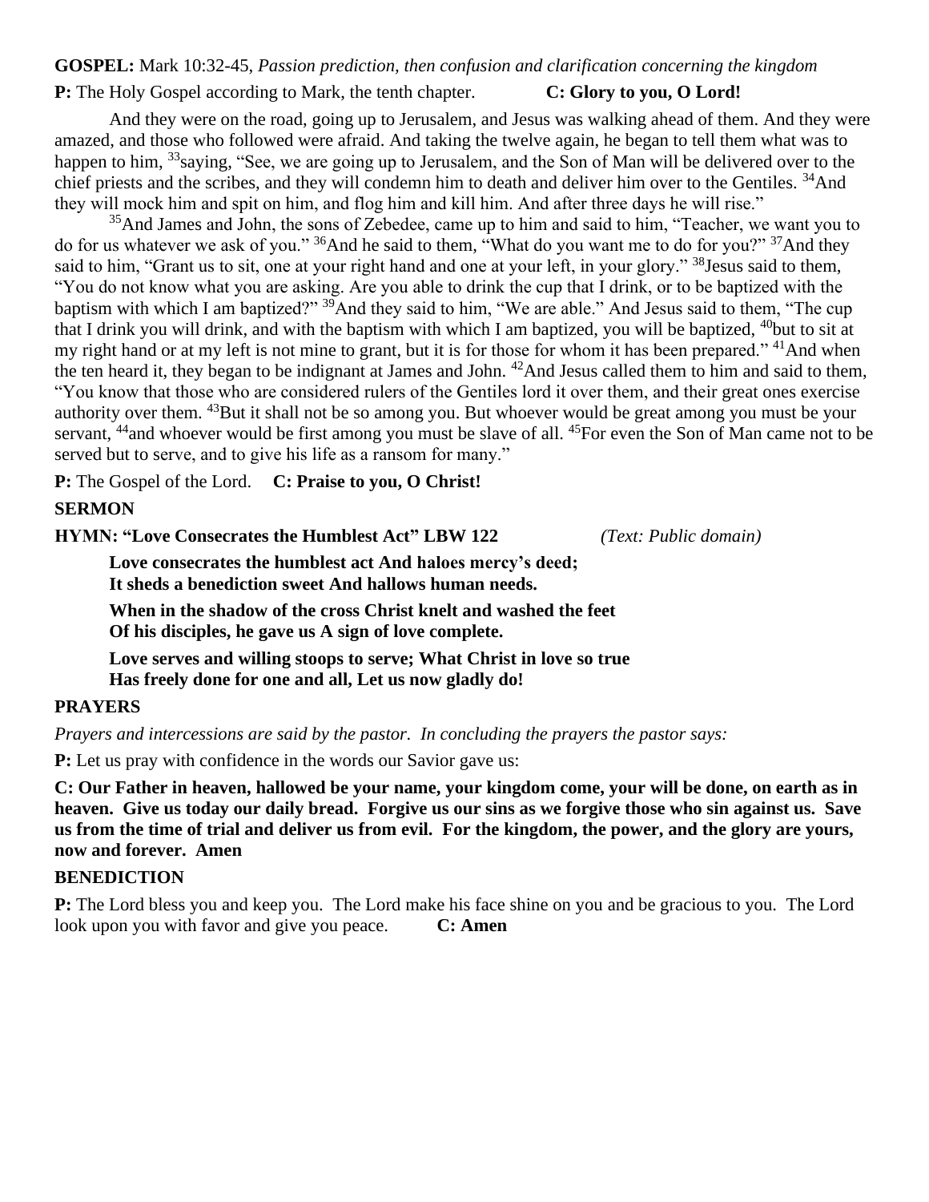**GOSPEL:** Mark 10:32-45, *Passion prediction, then confusion and clarification concerning the kingdom*

**P:** The Holy Gospel according to Mark, the tenth chapter. **C: Glory to you, O Lord!**

And they were on the road, going up to Jerusalem, and Jesus was walking ahead of them. And they were amazed, and those who followed were afraid. And taking the twelve again, he began to tell them what was to happen to him, [33]saying, "See, we are going up to Jerusalem, and the Son of Man will be delivered over to the chief priests and the scribes, and they will condemn him to death and deliver him over to the Gentiles. [34]And they will mock him and spit on him, and flog him and kill him. And after three days he will rise."

[35]And James and John, the sons of Zebedee, came up to him and said to him, "Teacher, we want you to do for us whatever we ask of you." [36]And he said to them, "What do you want me to do for you?" [37]And they said to him, "Grant us to sit, one at your right hand and one at your left, in your glory." [38]Jesus said to them, "You do not know what you are asking. Are you able to drink the cup that I drink, or to be baptized with the baptism with which I am baptized?" [39]And they said to him, "We are able." And Jesus said to them, "The cup that I drink you will drink, and with the baptism with which I am baptized, you will be baptized, [40]but to sit at my right hand or at my left is not mine to grant, but it is for those for whom it has been prepared." [41]And when the ten heard it, they began to be indignant at James and John. [42]And Jesus called them to him and said to them, "You know that those who are considered rulers of the Gentiles lord it over them, and their great ones exercise authority over them. [43]But it shall not be so among you. But whoever would be great among you must be your servant, [44]and whoever would be first among you must be slave of all. [45]For even the Son of Man came not to be served but to serve, and to give his life as a ransom for many."

**P:** The Gospel of the Lord. **C: Praise to you, O Christ!**

**SERMON**

**HYMN: "Love Consecrates the Humblest Act" LBW 122** *(Text: Public domain)*

**Love consecrates the humblest act And haloes mercy's deed;**
**It sheds a benediction sweet And hallows human needs.**

**When in the shadow of the cross Christ knelt and washed the feet**
**Of his disciples, he gave us A sign of love complete.**

**Love serves and willing stoops to serve; What Christ in love so true**
**Has freely done for one and all, Let us now gladly do!**

**PRAYERS**

*Prayers and intercessions are said by the pastor. In concluding the prayers the pastor says:*

**P:** Let us pray with confidence in the words our Savior gave us:

**C: Our Father in heaven, hallowed be your name, your kingdom come, your will be done, on earth as in heaven. Give us today our daily bread. Forgive us our sins as we forgive those who sin against us. Save us from the time of trial and deliver us from evil. For the kingdom, the power, and the glory are yours, now and forever. Amen**

**BENEDICTION**

**P:** The Lord bless you and keep you. The Lord make his face shine on you and be gracious to you. The Lord look upon you with favor and give you peace. **C: Amen**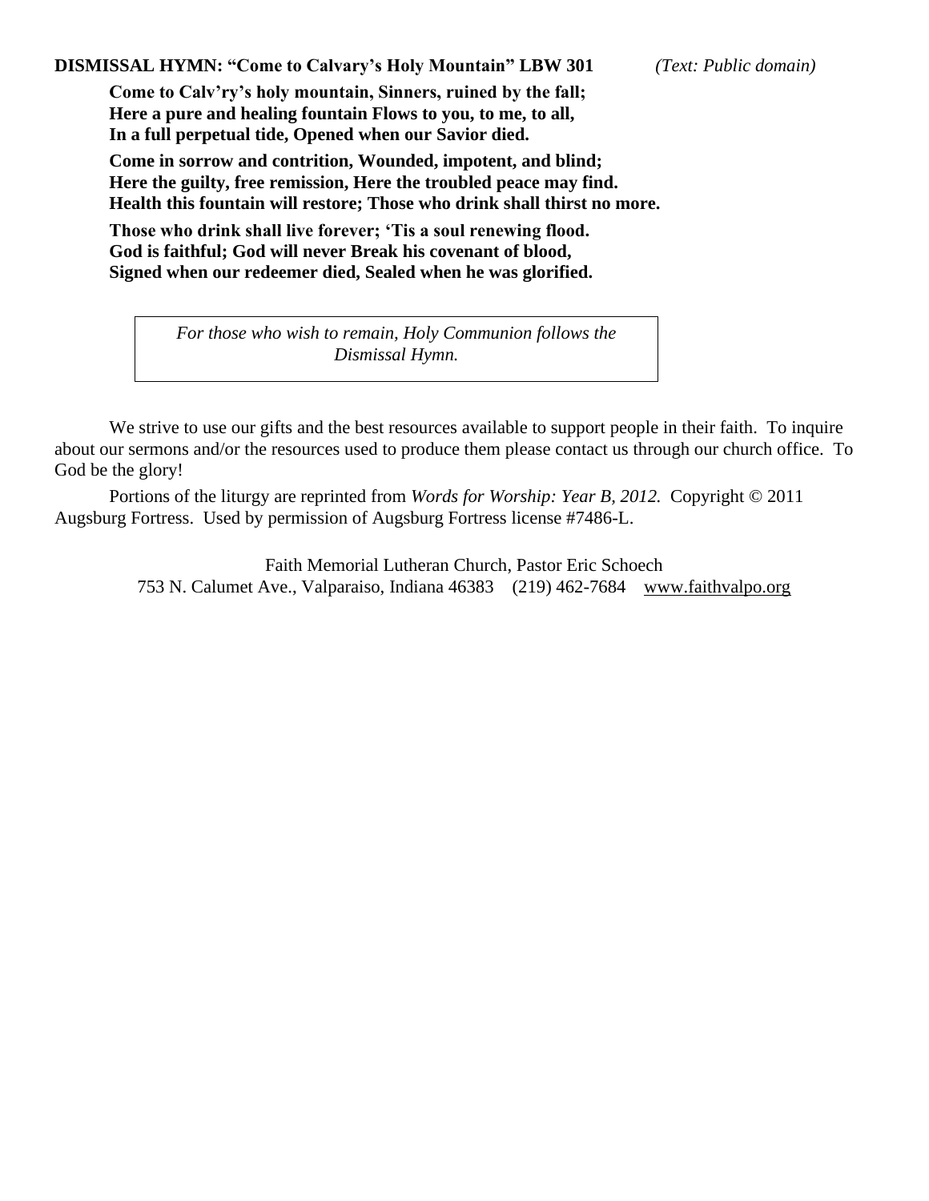**DISMISSAL HYMN: "Come to Calvary's Holy Mountain" LBW 301** *(Text: Public domain)*

**Come to Calv'ry's holy mountain, Sinners, ruined by the fall;**
**Here a pure and healing fountain Flows to you, to me, to all,**
**In a full perpetual tide, Opened when our Savior died.**

**Come in sorrow and contrition, Wounded, impotent, and blind;**
**Here the guilty, free remission, Here the troubled peace may find.**
**Health this fountain will restore; Those who drink shall thirst no more.**

**Those who drink shall live forever; 'Tis a soul renewing flood.**
**God is faithful; God will never Break his covenant of blood,**
**Signed when our redeemer died, Sealed when he was glorified.**

*For those who wish to remain, Holy Communion follows the Dismissal Hymn.*

We strive to use our gifts and the best resources available to support people in their faith. To inquire about our sermons and/or the resources used to produce them please contact us through our church office. To God be the glory!

Portions of the liturgy are reprinted from *Words for Worship: Year B, 2012.* Copyright © 2011 Augsburg Fortress. Used by permission of Augsburg Fortress license #7486-L.

Faith Memorial Lutheran Church, Pastor Eric Schoech
753 N. Calumet Ave., Valparaiso, Indiana 46383 (219) 462-7684 www.faithvalpo.org